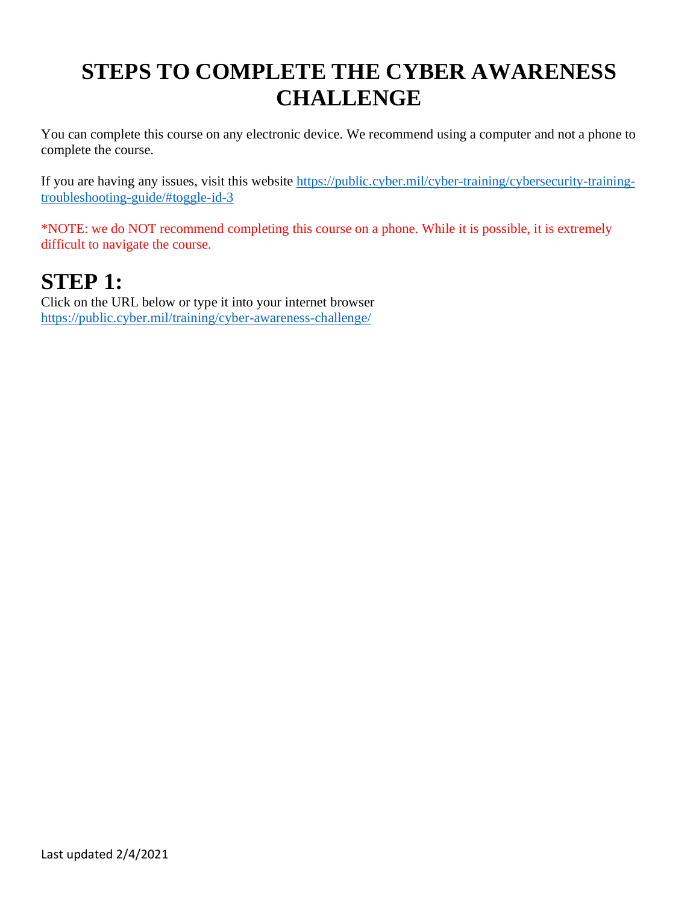# STEPS TO COMPLETE THE CYBER AWARENESS CHALLENGE

You can complete this course on any electronic device. We recommend using a computer and not a phone to complete the course.

If you are having any issues, visit this website https://public.cyber.mil/cyber-training/cybersecurity-training-troubleshooting-guide/#toggle-id-3

*NOTE: we do NOT recommend completing this course on a phone. While it is possible, it is extremely difficult to navigate the course.

## STEP 1:

Click on the URL below or type it into your internet browser
https://public.cyber.mil/training/cyber-awareness-challenge/

Last updated 2/4/2021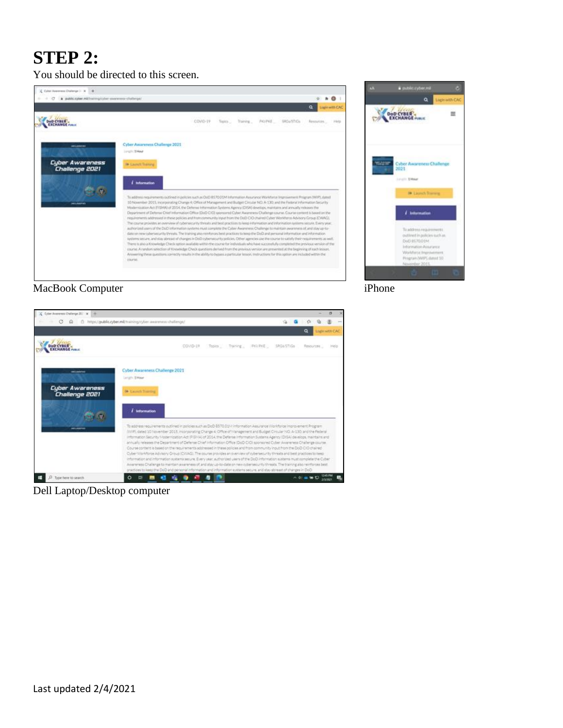# STEP 2:

You should be directed to this screen.

MacBook Computer

iPhone

Dell Laptop/Desktop computer

Last updated 2/4/2021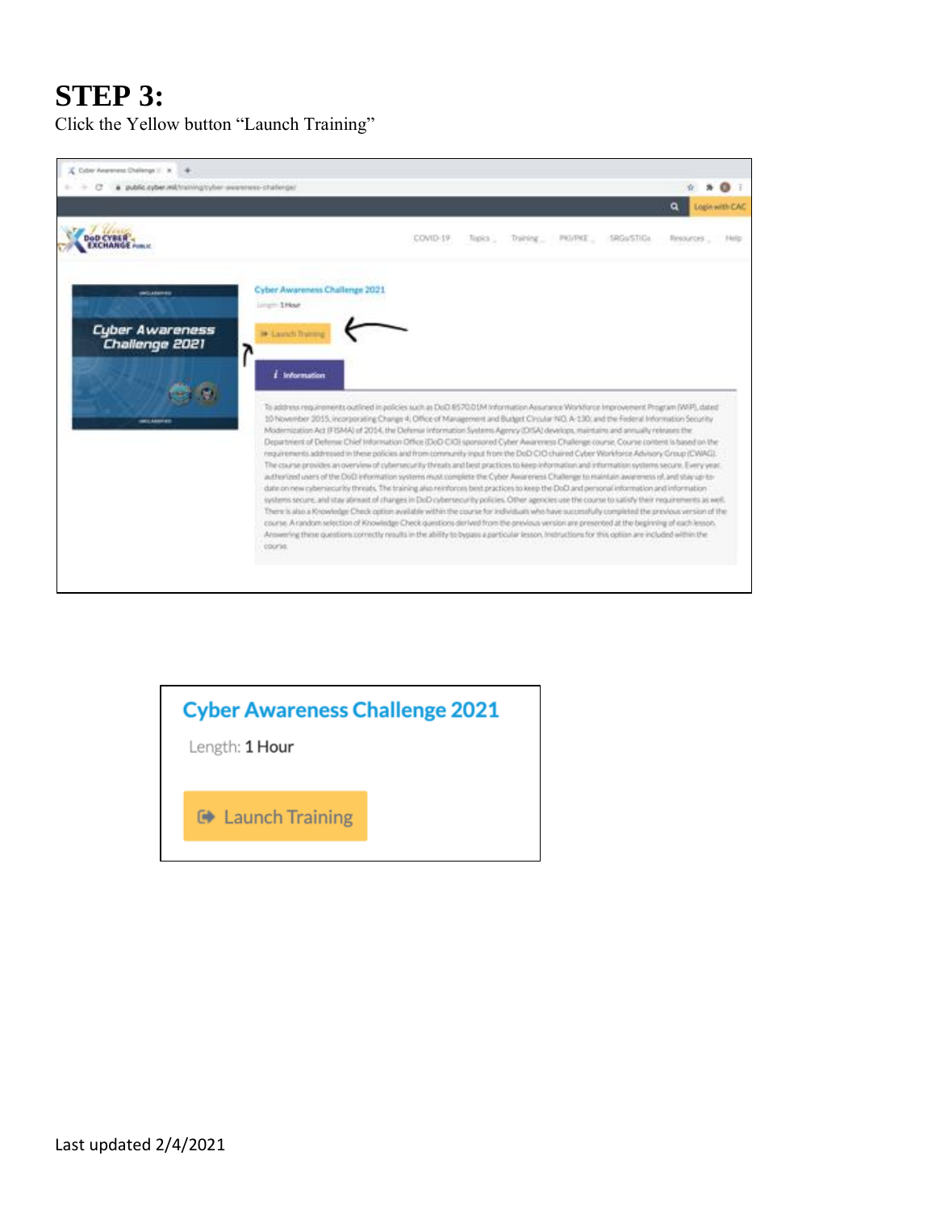# STEP 3:

Click the Yellow button "Launch Training"

Last updated 2/4/2021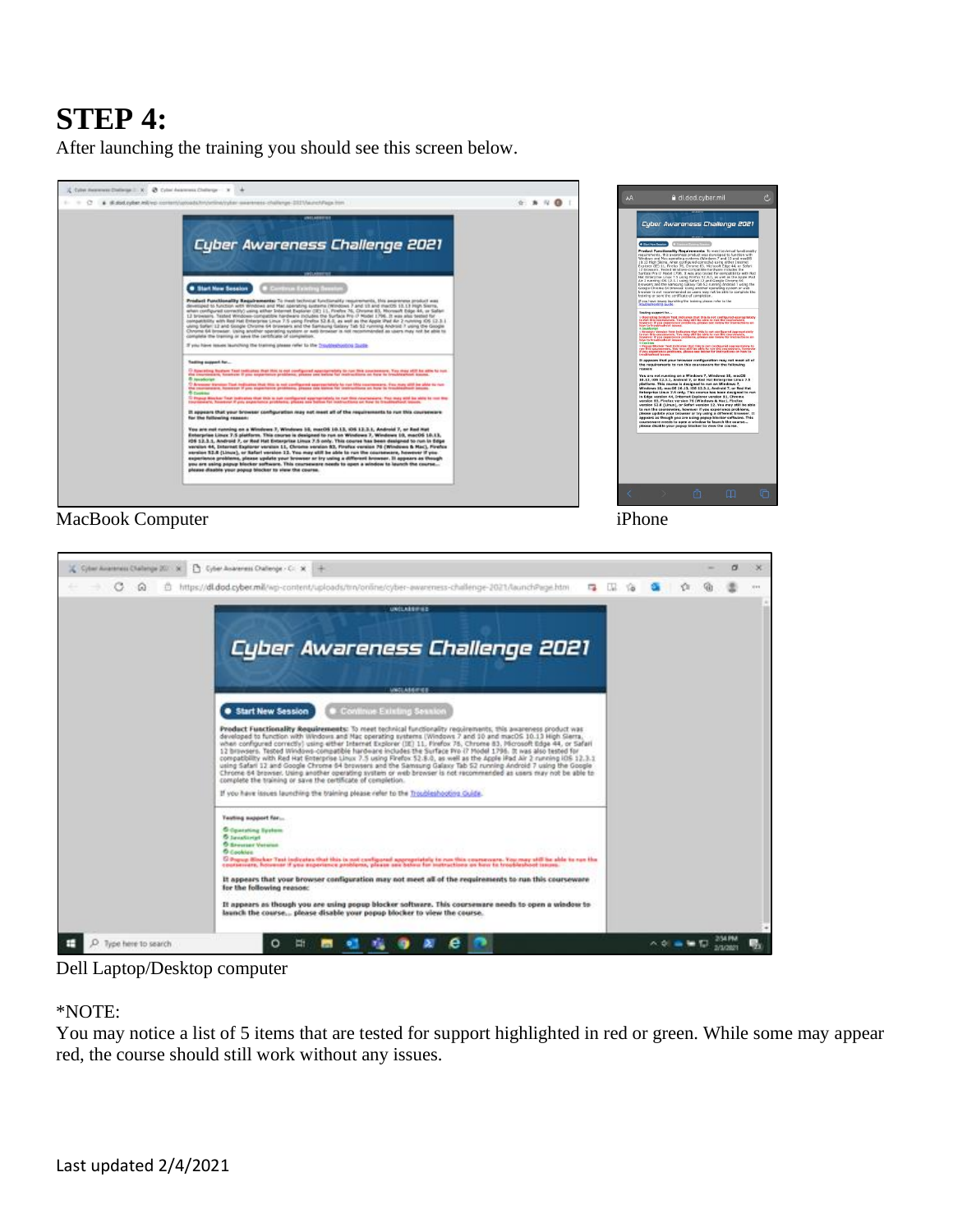# STEP 4:

After launching the training you should see this screen below.

MacBook Computer

iPhone

Dell Laptop/Desktop computer

*NOTE:

You may notice a list of 5 items that are tested for support highlighted in red or green. While some may appear red, the course should still work without any issues.

Last updated 2/4/2021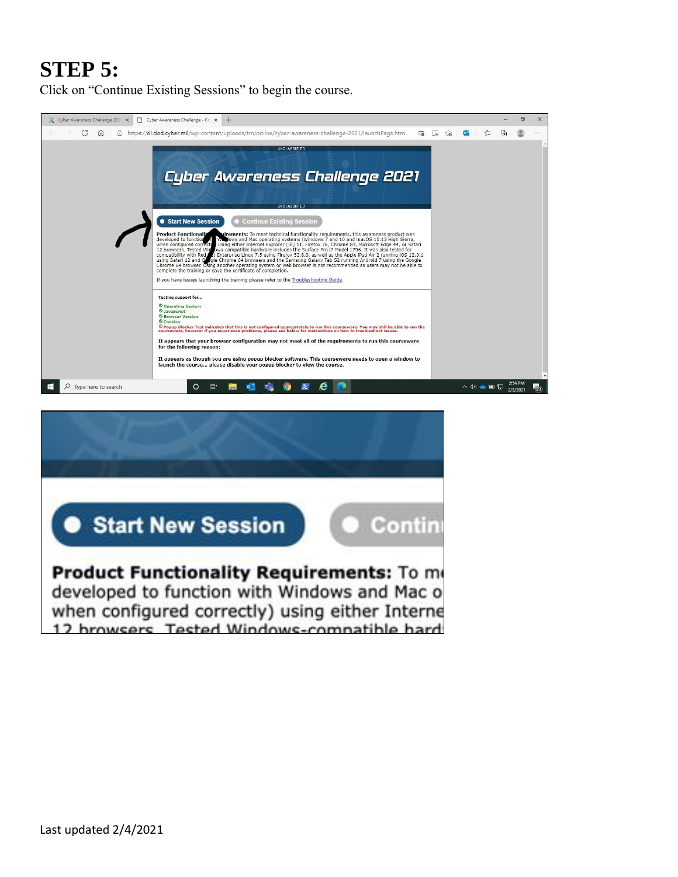# STEP 5:

Click on "Continue Existing Sessions" to begin the course.

Last updated 2/4/2021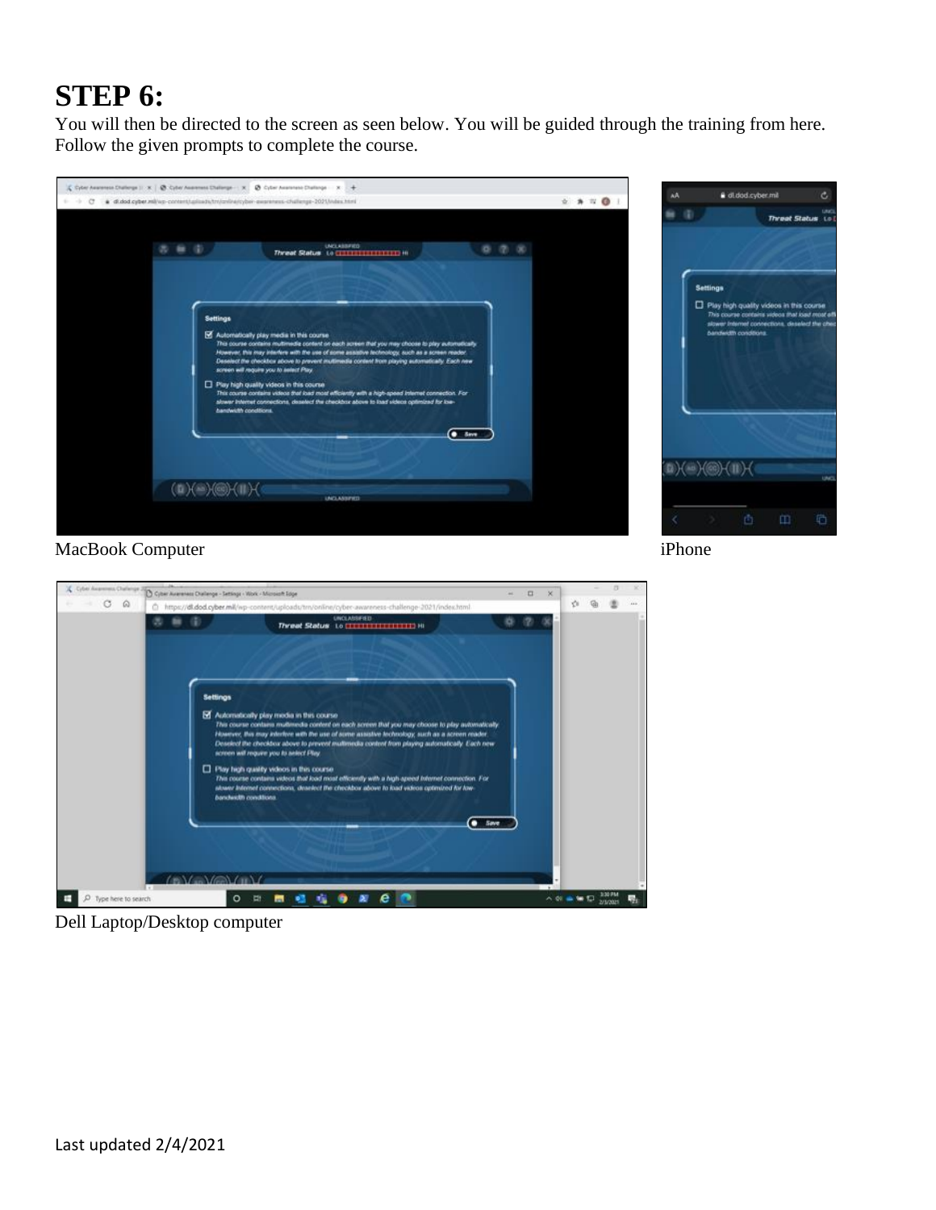# STEP 6:

You will then be directed to the screen as seen below. You will be guided through the training from here. Follow the given prompts to complete the course.

MacBook Computer

iPhone

Dell Laptop/Desktop computer

Last updated 2/4/2021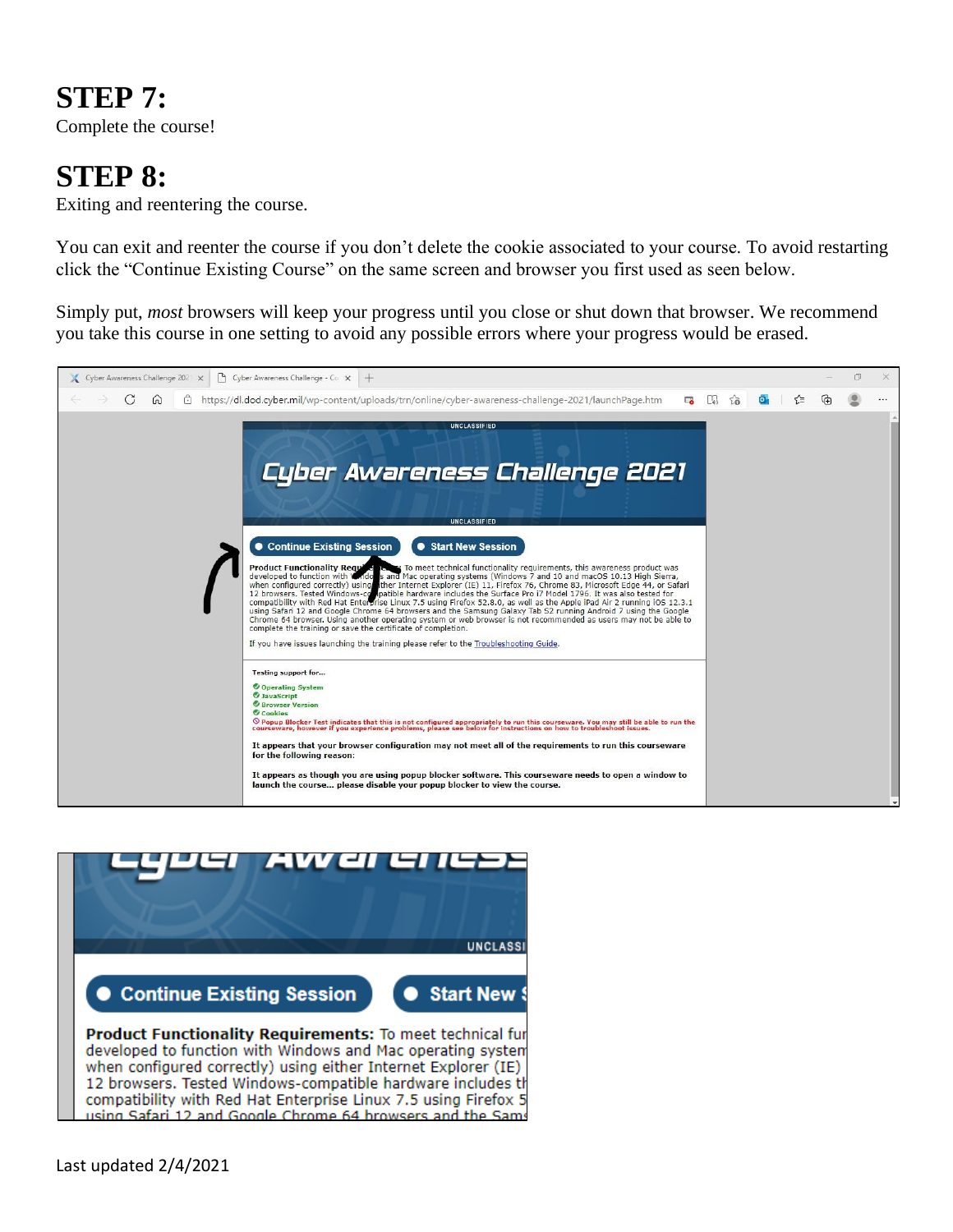# STEP 7:

Complete the course!

# STEP 8:

Exiting and reentering the course.

You can exit and reenter the course if you don't delete the cookie associated to your course. To avoid restarting click the "Continue Existing Course" on the same screen and browser you first used as seen below.

Simply put, *most* browsers will keep your progress until you close or shut down that browser. We recommend you take this course in one setting to avoid any possible errors where your progress would be erased.

Last updated 2/4/2021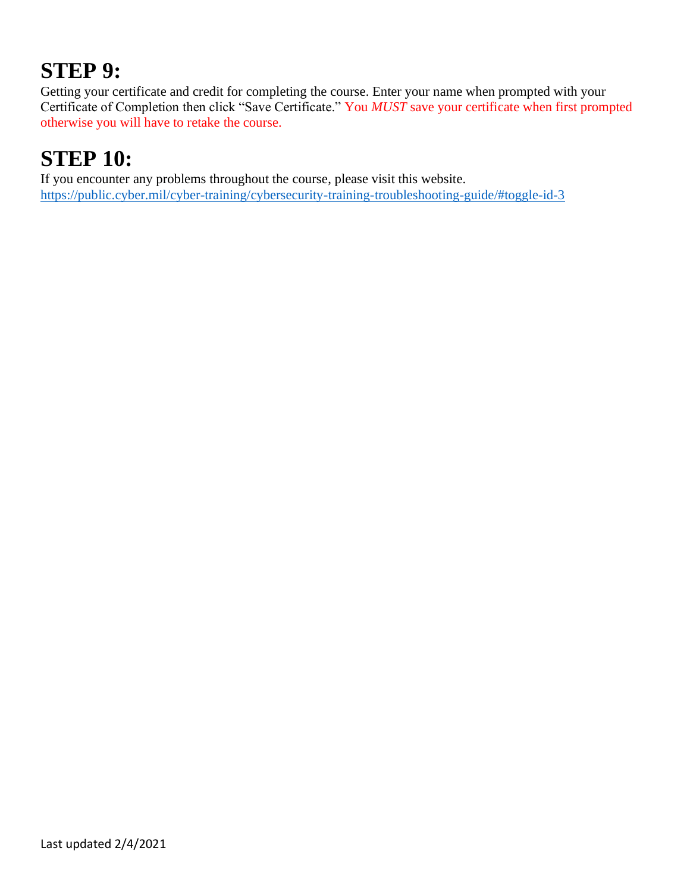# STEP 9:

Getting your certificate and credit for completing the course. Enter your name when prompted with your Certificate of Completion then click "Save Certificate." You *MUST* save your certificate when first prompted otherwise you will have to retake the course.

# STEP 10:

If you encounter any problems throughout the course, please visit this website.
https://public.cyber.mil/cyber-training/cybersecurity-training-troubleshooting-guide/#toggle-id-3

Last updated 2/4/2021